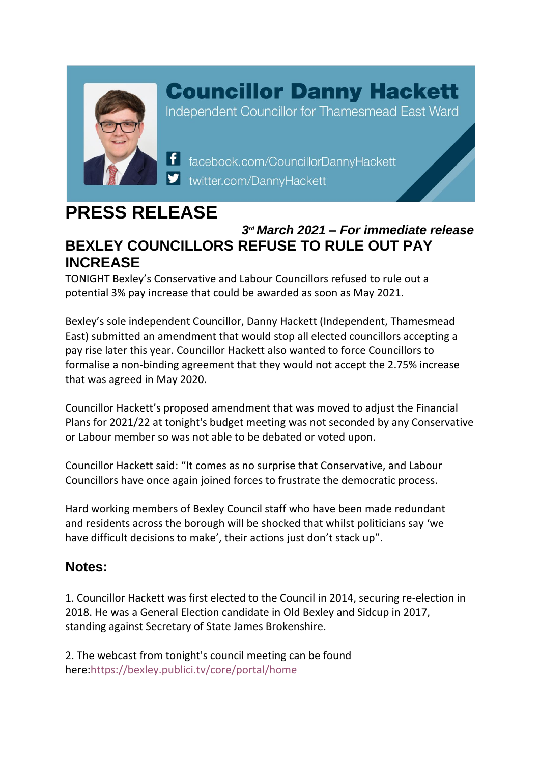# Councillor Danny Hackett

Independent Councillor for Thamesmead East Ward

facebook.com/CouncillorDannyHackett
twitter.com/DannyHackett

# PRESS RELEASE

***3rd March 2021 – For immediate release***

## BEXLEY COUNCILLORS REFUSE TO RULE OUT PAY INCREASE

TONIGHT Bexley's Conservative and Labour Councillors refused to rule out a potential 3% pay increase that could be awarded as soon as May 2021.

Bexley's sole independent Councillor, Danny Hackett (Independent, Thamesmead East) submitted an amendment that would stop all elected councillors accepting a pay rise later this year. Councillor Hackett also wanted to force Councillors to formalise a non-binding agreement that they would not accept the 2.75% increase that was agreed in May 2020.

Councillor Hackett's proposed amendment that was moved to adjust the Financial Plans for 2021/22 at tonight's budget meeting was not seconded by any Conservative or Labour member so was not able to be debated or voted upon.

Councillor Hackett said: "It comes as no surprise that Conservative, and Labour Councillors have once again joined forces to frustrate the democratic process.

Hard working members of Bexley Council staff who have been made redundant and residents across the borough will be shocked that whilst politicians say 'we have difficult decisions to make', their actions just don't stack up".

## Notes:

1. Councillor Hackett was first elected to the Council in 2014, securing re-election in 2018. He was a General Election candidate in Old Bexley and Sidcup in 2017, standing against Secretary of State James Brokenshire.

2. The webcast from tonight's council meeting can be found here:https://bexley.publici.tv/core/portal/home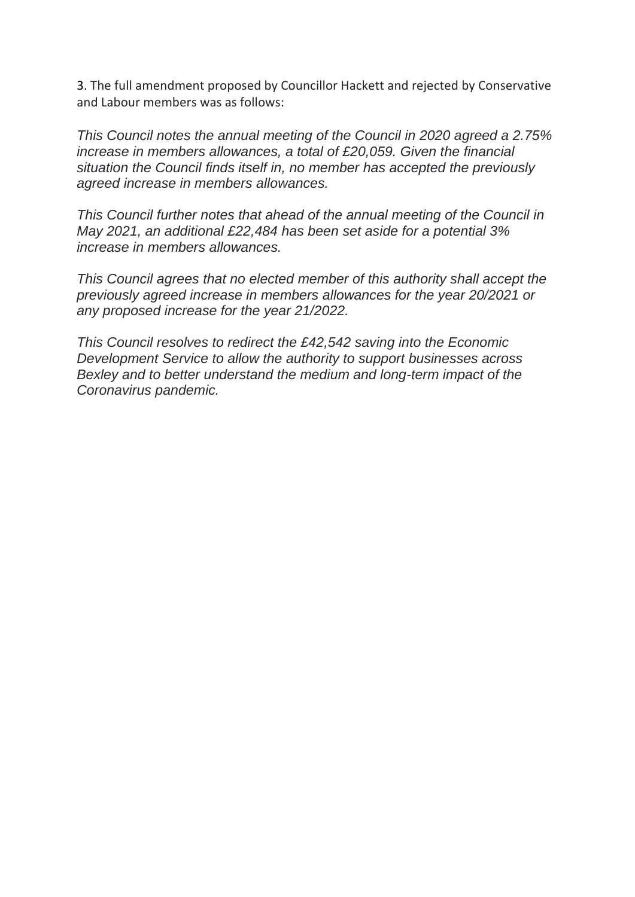3. The full amendment proposed by Councillor Hackett and rejected by Conservative and Labour members was as follows:

*This Council notes the annual meeting of the Council in 2020 agreed a 2.75% increase in members allowances, a total of £20,059. Given the financial situation the Council finds itself in, no member has accepted the previously agreed increase in members allowances.*

*This Council further notes that ahead of the annual meeting of the Council in May 2021, an additional £22,484 has been set aside for a potential 3% increase in members allowances.*

*This Council agrees that no elected member of this authority shall accept the previously agreed increase in members allowances for the year 20/2021 or any proposed increase for the year 21/2022.*

*This Council resolves to redirect the £42,542 saving into the Economic Development Service to allow the authority to support businesses across Bexley and to better understand the medium and long-term impact of the Coronavirus pandemic.*